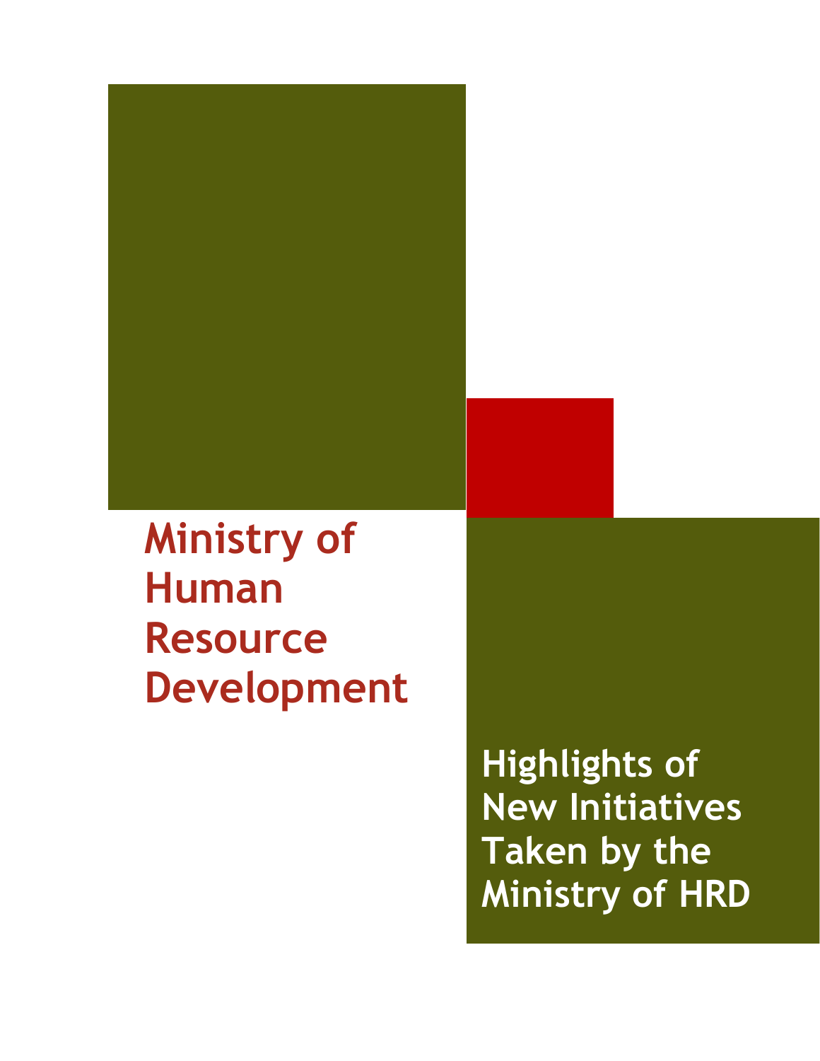# Ministry of Human Resource Development

## Highlights of New Initiatives Taken by the Ministry of HRD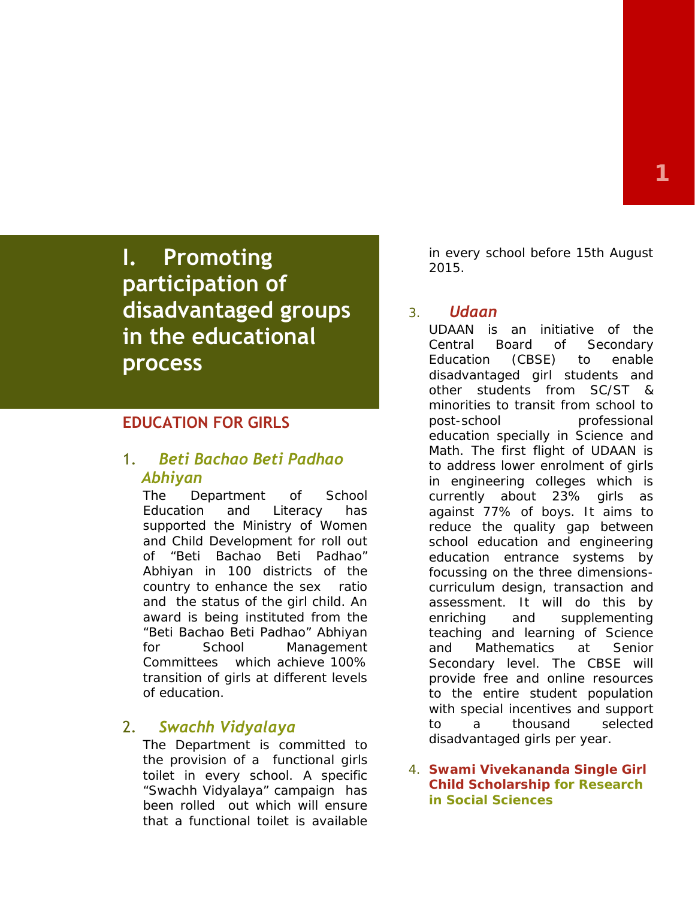# I. Promoting participation of disadvantaged groups in the educational process

## EDUCATION FOR GIRLS

### 1. *Beti Bachao Beti Padhao Abhiyan*

The Department of School Education and Literacy has supported the Ministry of Women and Child Development for roll out of "Beti Bachao Beti Padhao" Abhiyan in 100 districts of the country to enhance the sex ratio and the status of the girl child. An award is being instituted from the "Beti Bachao Beti Padhao" Abhiyan for School Management Committees which achieve 100% transition of girls at different levels of education.

### 2. *Swachh Vidyalaya*

The Department is committed to the provision of a functional girls toilet in every school. A specific "Swachh Vidyalaya" campaign has been rolled out which will ensure that a functional toilet is available in every school before 15th August 2015.

### 3. *Udaan*

UDAAN is an initiative of the Central Board of Secondary Education (CBSE) to enable disadvantaged girl students and other students from SC/ST & minorities to transit from school to post-school professional education specially in Science and Math. The first flight of UDAAN is to address lower enrolment of girls in engineering colleges which is currently about 23% girls as against 77% of boys. It aims to reduce the quality gap between school education and engineering education entrance systems by focussing on the three dimensions- curriculum design, transaction and assessment. It will do this by enriching and supplementing teaching and learning of Science and Mathematics at Senior Secondary level. The CBSE will provide free and online resources to the entire student population with special incentives and support to a thousand selected disadvantaged girls per year.

### 4. **Swami Vivekananda Single Girl Child Scholarship for Research in Social Sciences**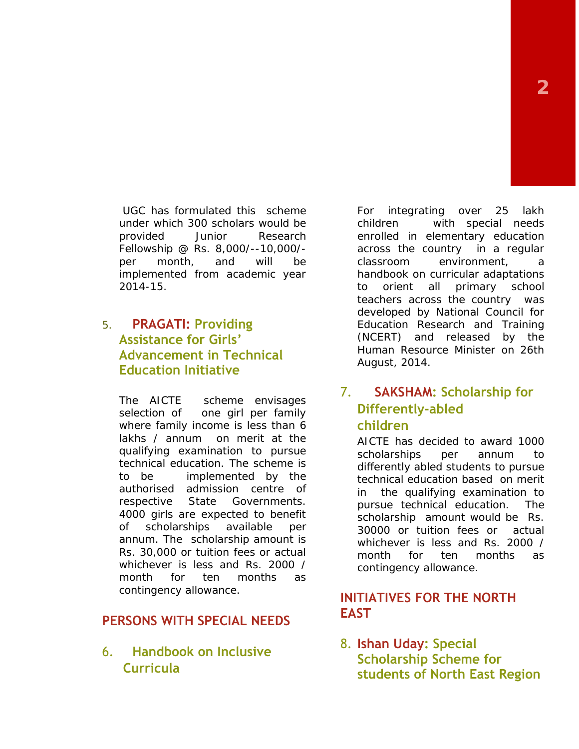UGC has formulated this scheme under which 300 scholars would be provided Junior Research Fellowship @ Rs. 8,000/--10,000/- per month, and will be implemented from academic year 2014-15.

### 5. PRAGATI: Providing Assistance for Girls' Advancement in Technical Education Initiative

The AICTE scheme envisages selection of one girl per family where family income is less than 6 lakhs / annum on merit at the qualifying examination to pursue technical education. The scheme is to be implemented by the authorised admission centre of respective State Governments. 4000 girls are expected to benefit of scholarships available per annum. The scholarship amount is Rs. 30,000 or tuition fees or actual whichever is less and Rs. 2000 / month for ten months as contingency allowance.

## PERSONS WITH SPECIAL NEEDS

### 6. Handbook on Inclusive Curricula

For integrating over 25 lakh children with special needs enrolled in elementary education across the country in a regular classroom environment, a handbook on curricular adaptations to orient all primary school teachers across the country was developed by National Council for Education Research and Training (NCERT) and released by the Human Resource Minister on 26th August, 2014.

### 7. SAKSHAM: Scholarship for Differently-abled children

AICTE has decided to award 1000 scholarships per annum to differently abled students to pursue technical education based on merit in the qualifying examination to pursue technical education. The scholarship amount would be Rs. 30000 or tuition fees or actual whichever is less and Rs. 2000 / month for ten months as contingency allowance.

## INITIATIVES FOR THE NORTH EAST

### 8. Ishan Uday: Special Scholarship Scheme for students of North East Region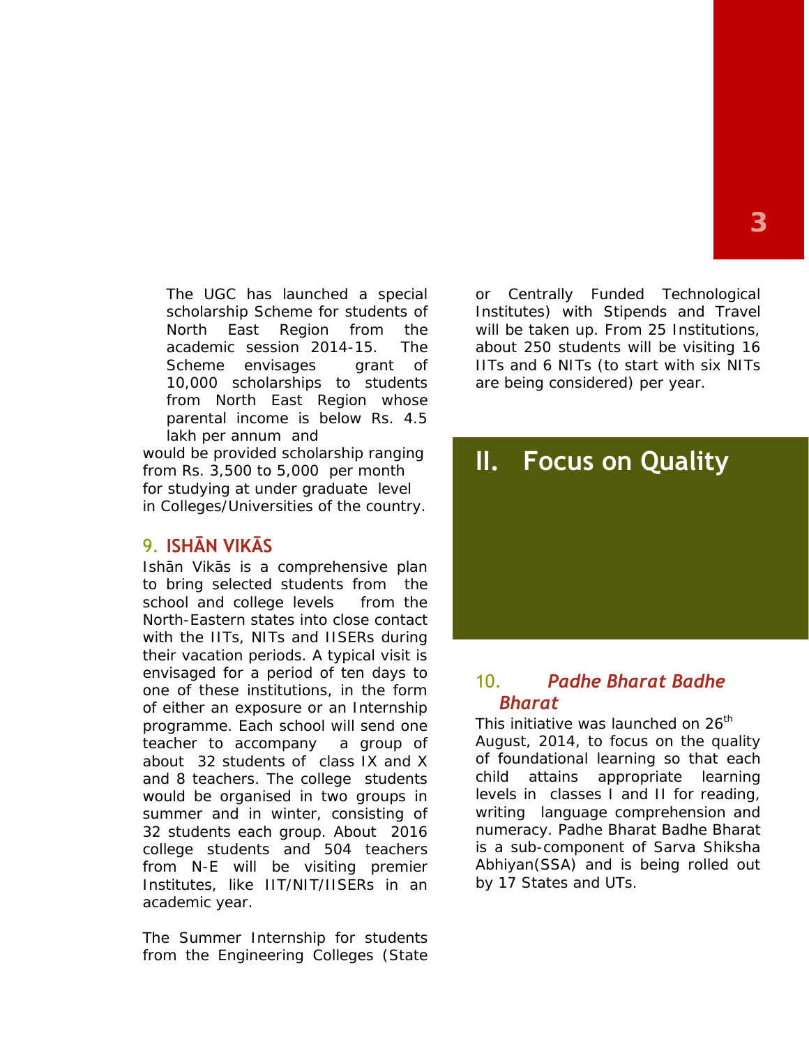The UGC has launched a special scholarship Scheme for students of North East Region from the academic session 2014-15. The Scheme envisages grant of 10,000 scholarships to students from North East Region whose parental income is below Rs. 4.5 lakh per annum and would be provided scholarship ranging from Rs. 3,500 to 5,000 per month for studying at under graduate level in Colleges/Universities of the country.

## 9. ISHĀN VIKĀS

Ishān Vikās is a comprehensive plan to bring selected students from the school and college levels from the North-Eastern states into close contact with the IITs, NITs and IISERs during their vacation periods. A typical visit is envisaged for a period of ten days to one of these institutions, in the form of either an exposure or an Internship programme. Each school will send one teacher to accompany a group of about 32 students of class IX and X and 8 teachers. The college students would be organised in two groups in summer and in winter, consisting of 32 students each group. About 2016 college students and 504 teachers from N-E will be visiting premier Institutes, like IIT/NIT/IISERs in an academic year.

The Summer Internship for students from the Engineering Colleges (State or Centrally Funded Technological Institutes) with Stipends and Travel will be taken up. From 25 Institutions, about 250 students will be visiting 16 IITs and 6 NITs (to start with six NITs are being considered) per year.

# II. Focus on Quality

## 10. *Padhe Bharat Badhe Bharat*

This initiative was launched on 26th August, 2014, to focus on the quality of foundational learning so that each child attains appropriate learning levels in classes I and II for reading, writing language comprehension and numeracy. Padhe Bharat Badhe Bharat is a sub-component of Sarva Shiksha Abhiyan(SSA) and is being rolled out by 17 States and UTs.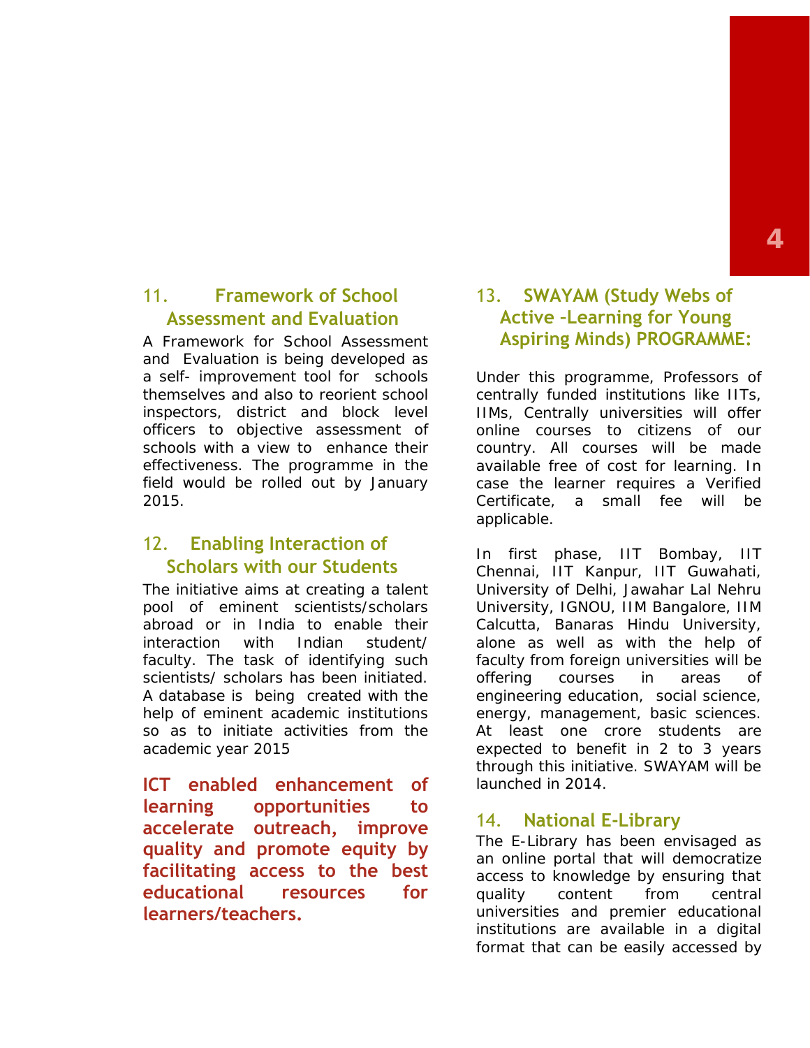## 11. Framework of School Assessment and Evaluation

A Framework for School Assessment and Evaluation is being developed as a self- improvement tool for schools themselves and also to reorient school inspectors, district and block level officers to objective assessment of schools with a view to enhance their effectiveness. The programme in the field would be rolled out by January 2015.

## 12. Enabling Interaction of Scholars with our Students

The initiative aims at creating a talent pool of eminent scientists/scholars abroad or in India to enable their interaction with Indian student/ faculty. The task of identifying such scientists/ scholars has been initiated. A database is being created with the help of eminent academic institutions so as to initiate activities from the academic year 2015

**ICT enabled enhancement of learning opportunities to accelerate outreach, improve quality and promote equity by facilitating access to the best educational resources for learners/teachers.**

## 13. SWAYAM (Study Webs of Active –Learning for Young Aspiring Minds) PROGRAMME:

Under this programme, Professors of centrally funded institutions like IITs, IIMs, Centrally universities will offer online courses to citizens of our country. All courses will be made available free of cost for learning. In case the learner requires a Verified Certificate, a small fee will be applicable.

In first phase, IIT Bombay, IIT Chennai, IIT Kanpur, IIT Guwahati, University of Delhi, Jawahar Lal Nehru University, IGNOU, IIM Bangalore, IIM Calcutta, Banaras Hindu University, alone as well as with the help of faculty from foreign universities will be offering courses in areas of engineering education, social science, energy, management, basic sciences. At least one crore students are expected to benefit in 2 to 3 years through this initiative. SWAYAM will be launched in 2014.

## 14. National E-Library

The E-Library has been envisaged as an online portal that will democratize access to knowledge by ensuring that quality content from central universities and premier educational institutions are available in a digital format that can be easily accessed by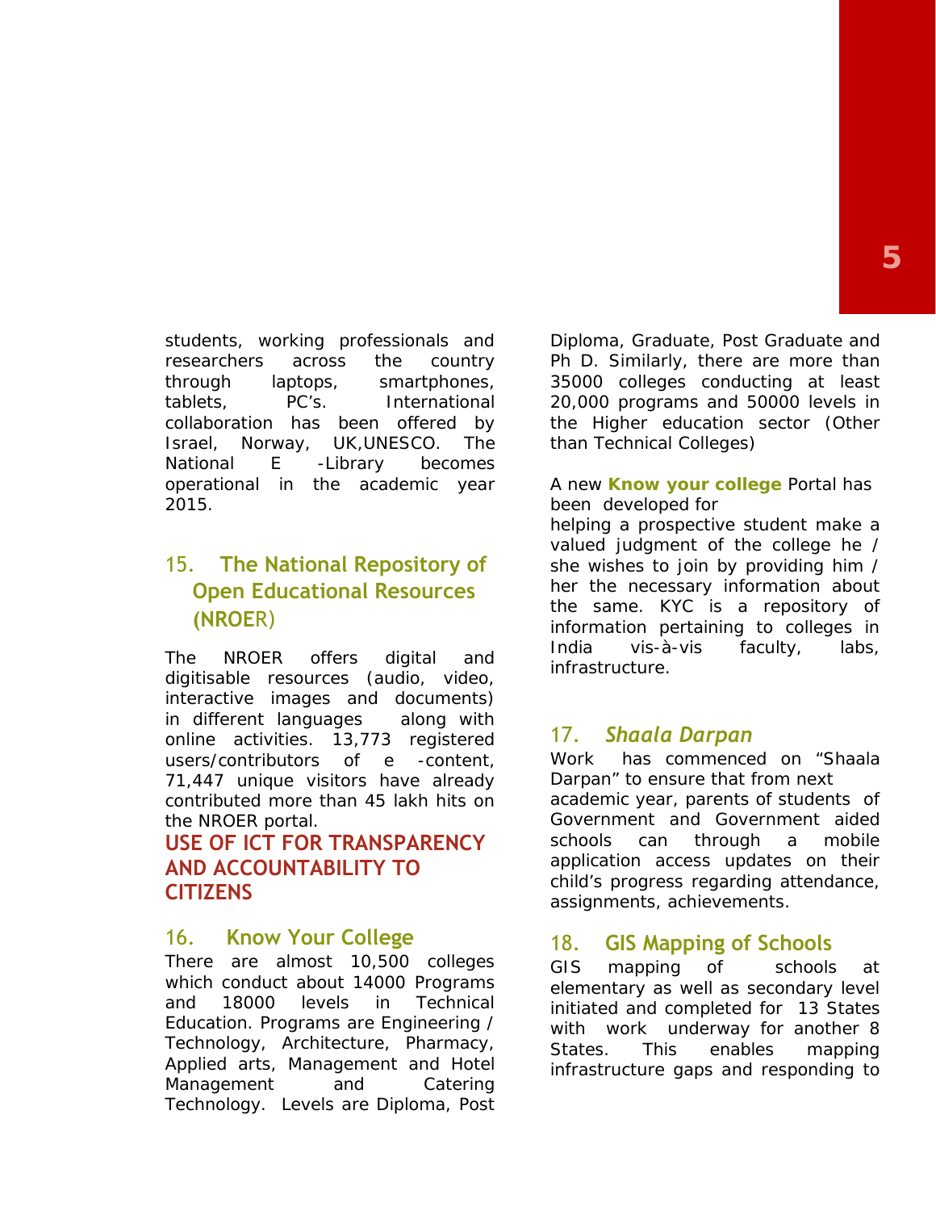students, working professionals and researchers across the country through laptops, smartphones, tablets, PC's. International collaboration has been offered by Israel, Norway, UK,UNESCO. The National E -Library becomes operational in the academic year 2015.

### 15. The National Repository of Open Educational Resources (NROER)

The NROER offers digital and digitisable resources (audio, video, interactive images and documents) in different languages along with online activities. 13,773 registered users/contributors of e -content, 71,447 unique visitors have already contributed more than 45 lakh hits on the NROER portal.

## USE OF ICT FOR TRANSPARENCY AND ACCOUNTABILITY TO CITIZENS

### 16. Know Your College

There are almost 10,500 colleges which conduct about 14000 Programs and 18000 levels in Technical Education. Programs are Engineering / Technology, Architecture, Pharmacy, Applied arts, Management and Hotel Management and Catering Technology. Levels are Diploma, Post Diploma, Graduate, Post Graduate and Ph D. Similarly, there are more than 35000 colleges conducting at least 20,000 programs and 50000 levels in the Higher education sector (Other than Technical Colleges)

A new **Know your college** Portal has been developed for helping a prospective student make a valued judgment of the college he / she wishes to join by providing him / her the necessary information about the same. KYC is a repository of information pertaining to colleges in India vis-à-vis faculty, labs, infrastructure.

### 17. *Shaala Darpan*

Work has commenced on "Shaala Darpan" to ensure that from next academic year, parents of students of Government and Government aided schools can through a mobile application access updates on their child's progress regarding attendance, assignments, achievements.

### 18. GIS Mapping of Schools

GIS mapping of schools at elementary as well as secondary level initiated and completed for 13 States with work underway for another 8 States. This enables mapping infrastructure gaps and responding to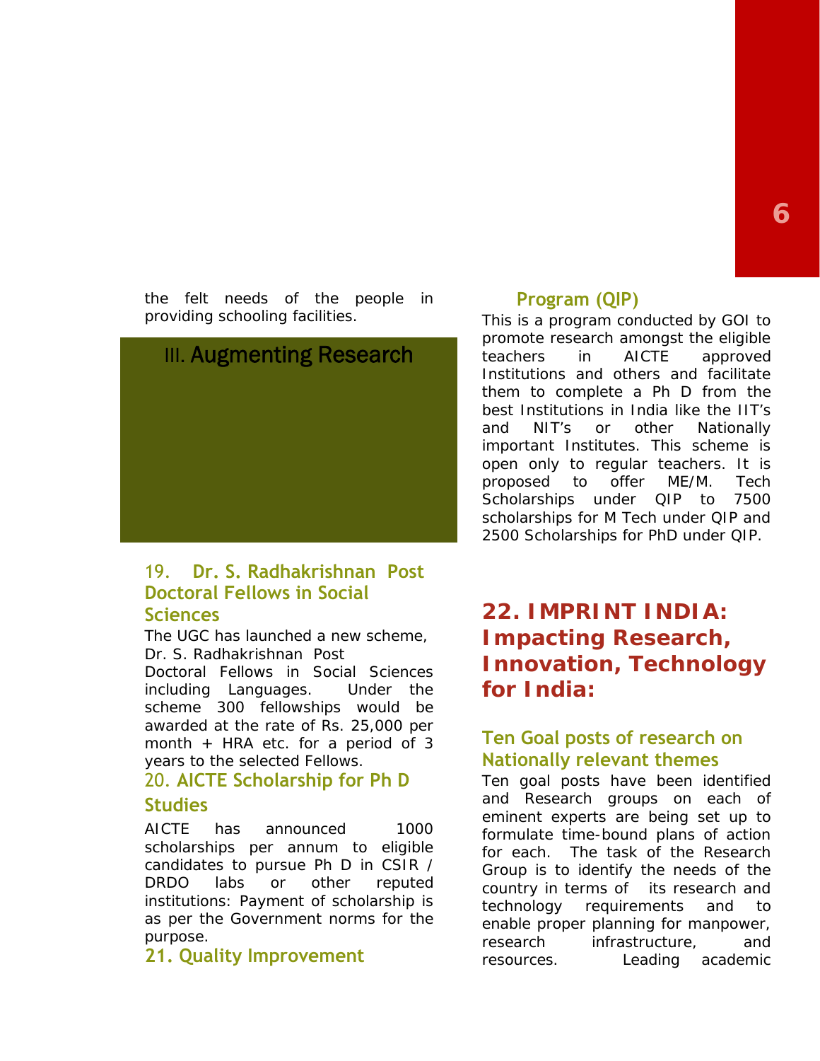the felt needs of the people in providing schooling facilities.

## III. Augmenting Research

### 19. Dr. S. Radhakrishnan Post Doctoral Fellows in Social Sciences

The UGC has launched a new scheme, Dr. S. Radhakrishnan Post Doctoral Fellows in Social Sciences including Languages. Under the scheme 300 fellowships would be awarded at the rate of Rs. 25,000 per month + HRA etc. for a period of 3 years to the selected Fellows.

### 20. AICTE Scholarship for Ph D Studies

AICTE has announced 1000 scholarships per annum to eligible candidates to pursue Ph D in CSIR / DRDO labs or other reputed institutions: Payment of scholarship is as per the Government norms for the purpose.

### 21. Quality Improvement Program (QIP)

This is a program conducted by GOI to promote research amongst the eligible teachers in AICTE approved Institutions and others and facilitate them to complete a Ph D from the best Institutions in India like the IIT's and NIT's or other Nationally important Institutes. This scheme is open only to regular teachers. It is proposed to offer ME/M. Tech Scholarships under QIP to 7500 scholarships for M Tech under QIP and 2500 Scholarships for PhD under QIP.

## 22. IMPRINT INDIA: Impacting Research, Innovation, Technology for India:

### Ten Goal posts of research on Nationally relevant themes

Ten goal posts have been identified and Research groups on each of eminent experts are being set up to formulate time-bound plans of action for each. The task of the Research Group is to identify the needs of the country in terms of its research and technology requirements and to enable proper planning for manpower, research infrastructure, and resources. Leading academic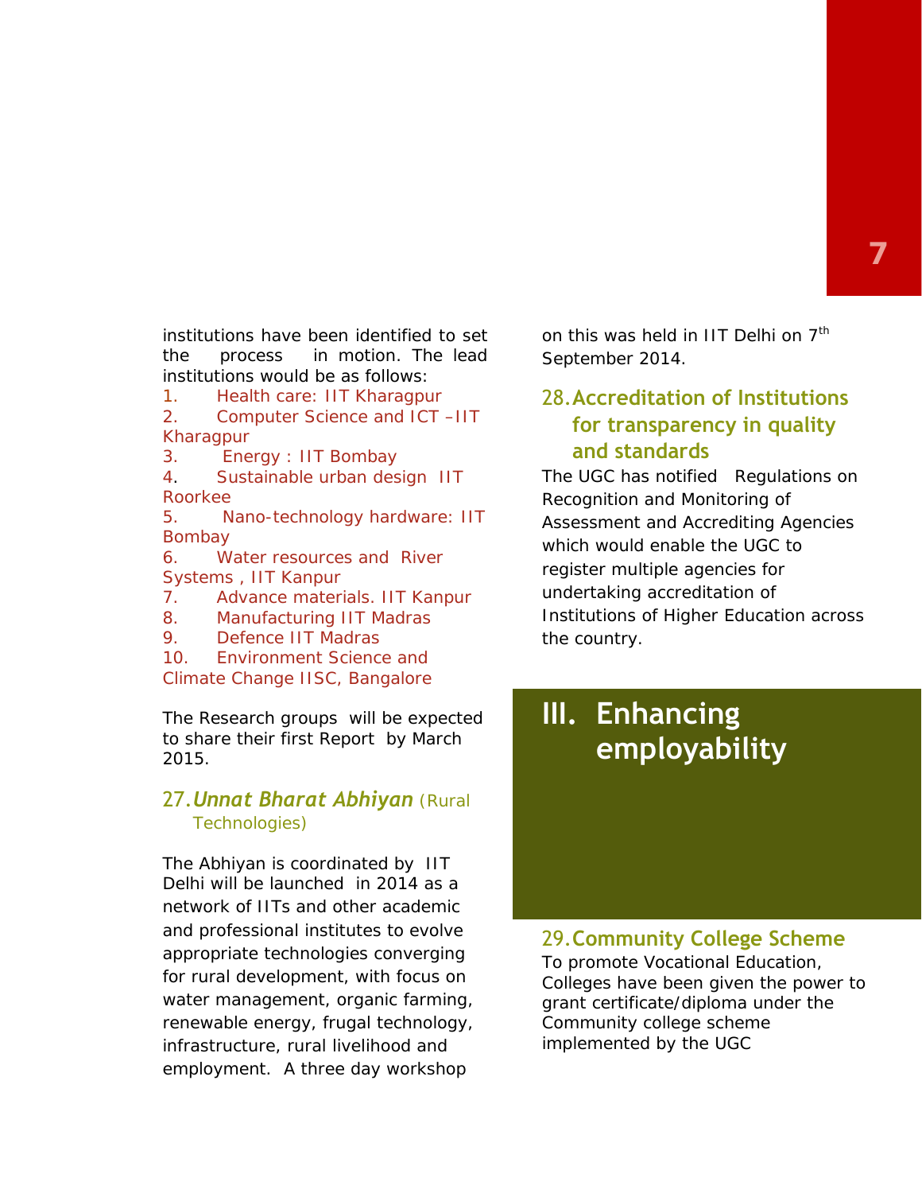institutions have been identified to set the process in motion. The lead institutions would be as follows:

1. Health care: IIT Kharagpur
2. Computer Science and ICT –IIT Kharagpur
3. Energy : IIT Bombay
4. Sustainable urban design IIT Roorkee
5. Nano-technology hardware: IIT Bombay
6. Water resources and River Systems , IIT Kanpur
7. Advance materials. IIT Kanpur
8. Manufacturing IIT Madras
9. Defence IIT Madras
10. Environment Science and Climate Change IISC, Bangalore

The Research groups will be expected to share their first Report by March 2015.

### 27. *Unnat Bharat Abhiyan* (Rural Technologies)

The Abhiyan is coordinated by IIT Delhi will be launched in 2014 as a network of IITs and other academic and professional institutes to evolve appropriate technologies converging for rural development, with focus on water management, organic farming, renewable energy, frugal technology, infrastructure, rural livelihood and employment. A three day workshop on this was held in IIT Delhi on 7th September 2014.

### 28. Accreditation of Institutions for transparency in quality and standards

The UGC has notified Regulations on Recognition and Monitoring of Assessment and Accrediting Agencies which would enable the UGC to register multiple agencies for undertaking accreditation of Institutions of Higher Education across the country.

## III. Enhancing employability

### 29. Community College Scheme

To promote Vocational Education, Colleges have been given the power to grant certificate/diploma under the Community college scheme implemented by the UGC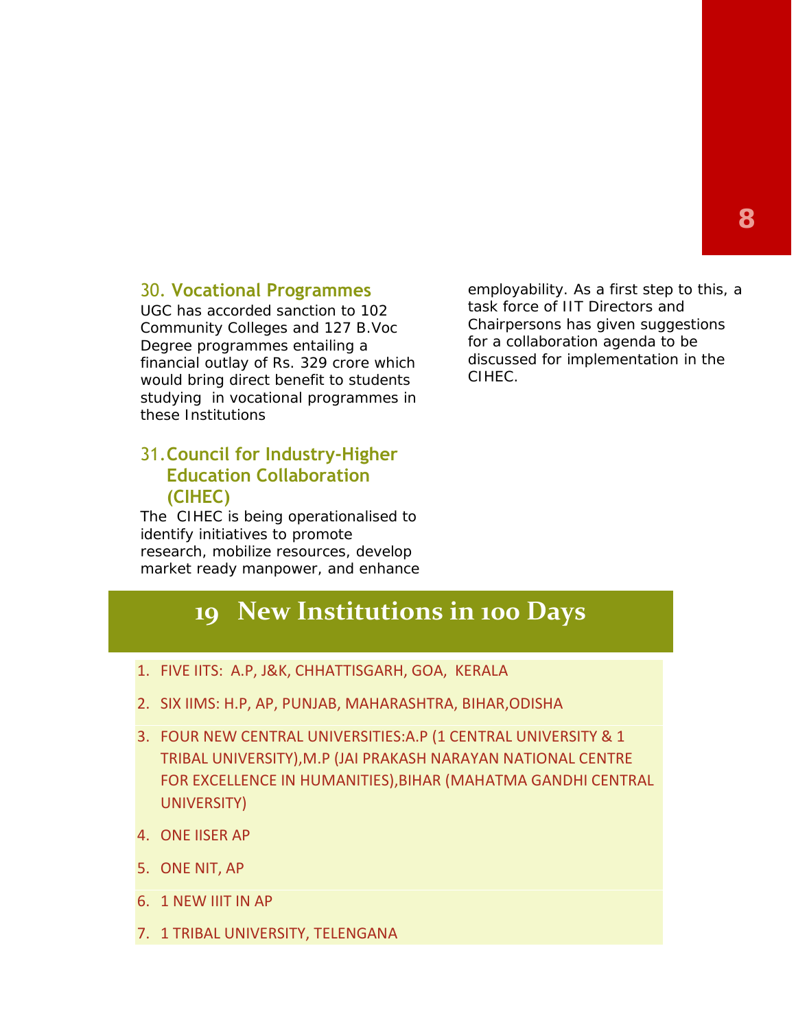## 30. Vocational Programmes

UGC has accorded sanction to 102 Community Colleges and 127 B.Voc Degree programmes entailing a financial outlay of Rs. 329 crore which would bring direct benefit to students studying in vocational programmes in these Institutions

## 31. Council for Industry-Higher Education Collaboration (CIHEC)

The CIHEC is being operationalised to identify initiatives to promote research, mobilize resources, develop market ready manpower, and enhance employability. As a first step to this, a task force of IIT Directors and Chairpersons has given suggestions for a collaboration agenda to be discussed for implementation in the CIHEC.

# 19 New Institutions in 100 Days

1. FIVE IITS: A.P, J&K, CHHATTISGARH, GOA, KERALA
2. SIX IIMS: H.P, AP, PUNJAB, MAHARASHTRA, BIHAR,ODISHA
3. FOUR NEW CENTRAL UNIVERSITIES:A.P (1 CENTRAL UNIVERSITY & 1 TRIBAL UNIVERSITY),M.P (JAI PRAKASH NARAYAN NATIONAL CENTRE FOR EXCELLENCE IN HUMANITIES),BIHAR (MAHATMA GANDHI CENTRAL UNIVERSITY)
4. ONE IISER AP
5. ONE NIT, AP
6. 1 NEW IIIT IN AP
7. 1 TRIBAL UNIVERSITY, TELENGANA